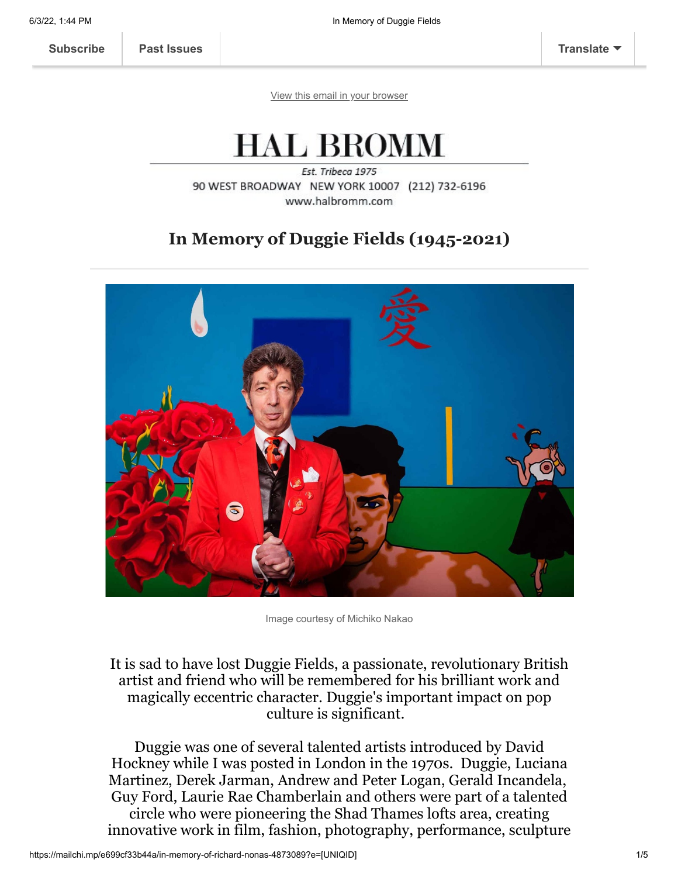Subscribe | Past Issues | Translate

View this email in your browser

# HAL BROMM

*Est. Tribeca 1975*

90 WEST BROADWAY NEW YORK 10007 (212) 732-6196
www.halbromm.com

## In Memory of Duggie Fields (1945-2021)

Image courtesy of Michiko Nakao

It is sad to have lost Duggie Fields, a passionate, revolutionary British artist and friend who will be remembered for his brilliant work and magically eccentric character. Duggie's important impact on pop culture is significant.

Duggie was one of several talented artists introduced by David Hockney while I was posted in London in the 1970s. Duggie, Luciana Martinez, Derek Jarman, Andrew and Peter Logan, Gerald Incandela, Guy Ford, Laurie Rae Chamberlain and others were part of a talented circle who were pioneering the Shad Thames lofts area, creating innovative work in film, fashion, photography, performance, sculpture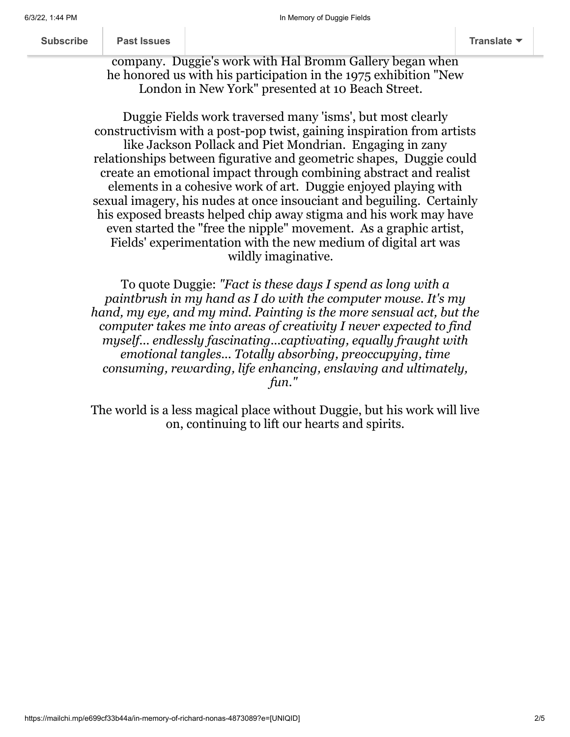company. Duggie's work with Hal Bromm Gallery began when he honored us with his participation in the 1975 exhibition "New London in New York" presented at 10 Beach Street.

Duggie Fields work traversed many 'isms', but most clearly constructivism with a post-pop twist, gaining inspiration from artists like Jackson Pollack and Piet Mondrian. Engaging in zany relationships between figurative and geometric shapes, Duggie could create an emotional impact through combining abstract and realist elements in a cohesive work of art. Duggie enjoyed playing with sexual imagery, his nudes at once insouciant and beguiling. Certainly his exposed breasts helped chip away stigma and his work may have even started the "free the nipple" movement. As a graphic artist, Fields' experimentation with the new medium of digital art was wildly imaginative.

To quote Duggie: *"Fact is these days I spend as long with a paintbrush in my hand as I do with the computer mouse. It's my hand, my eye, and my mind. Painting is the more sensual act, but the computer takes me into areas of creativity I never expected to find myself... endlessly fascinating...captivating, equally fraught with emotional tangles... Totally absorbing, preoccupying, time consuming, rewarding, life enhancing, enslaving and ultimately, fun."*

The world is a less magical place without Duggie, but his work will live on, continuing to lift our hearts and spirits.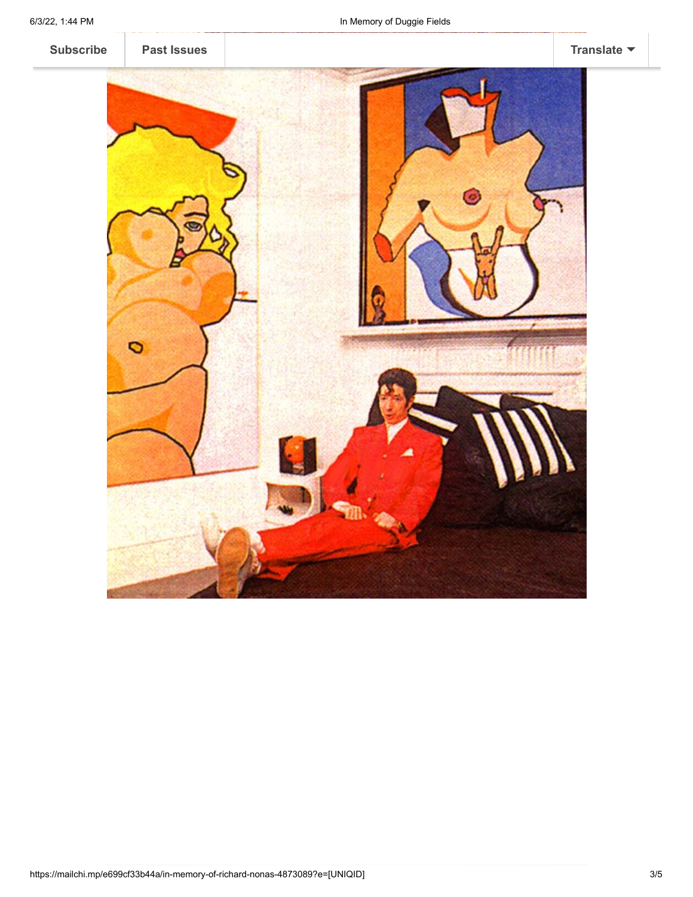Subscribe | Past Issues | Translate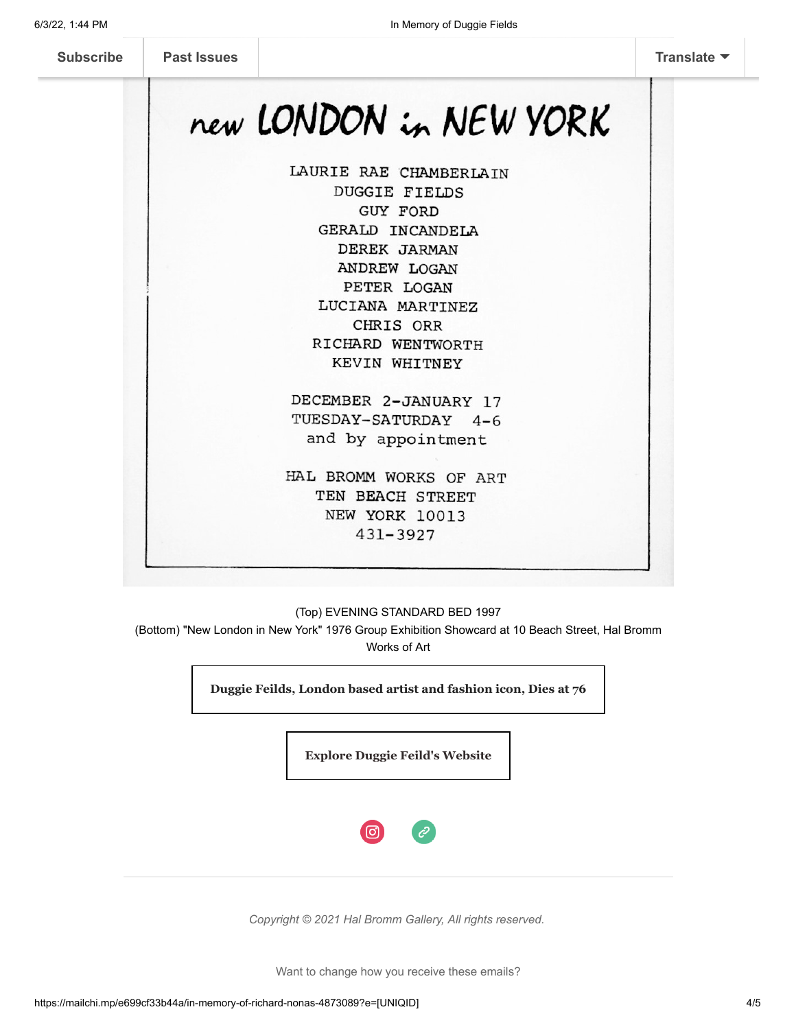Subscribe | Past Issues | Translate

# new LONDON in NEW YORK

LAURIE RAE CHAMBERLAIN
DUGGIE FIELDS
GUY FORD
GERALD INCANDELA
DEREK JARMAN
ANDREW LOGAN
PETER LOGAN
LUCIANA MARTINEZ
CHRIS ORR
RICHARD WENTWORTH
KEVIN WHITNEY

DECEMBER 2-JANUARY 17
TUESDAY-SATURDAY 4-6
and by appointment

HAL BROMM WORKS OF ART
TEN BEACH STREET
NEW YORK 10013
431-3927

(Top) EVENING STANDARD BED 1997
(Bottom) "New London in New York" 1976 Group Exhibition Showcard at 10 Beach Street, Hal Bromm Works of Art

**Duggie Feilds, London based artist and fashion icon, Dies at 76**

**Explore Duggie Feild's Website**

*Copyright © 2021 Hal Bromm Gallery, All rights reserved.*

Want to change how you receive these emails?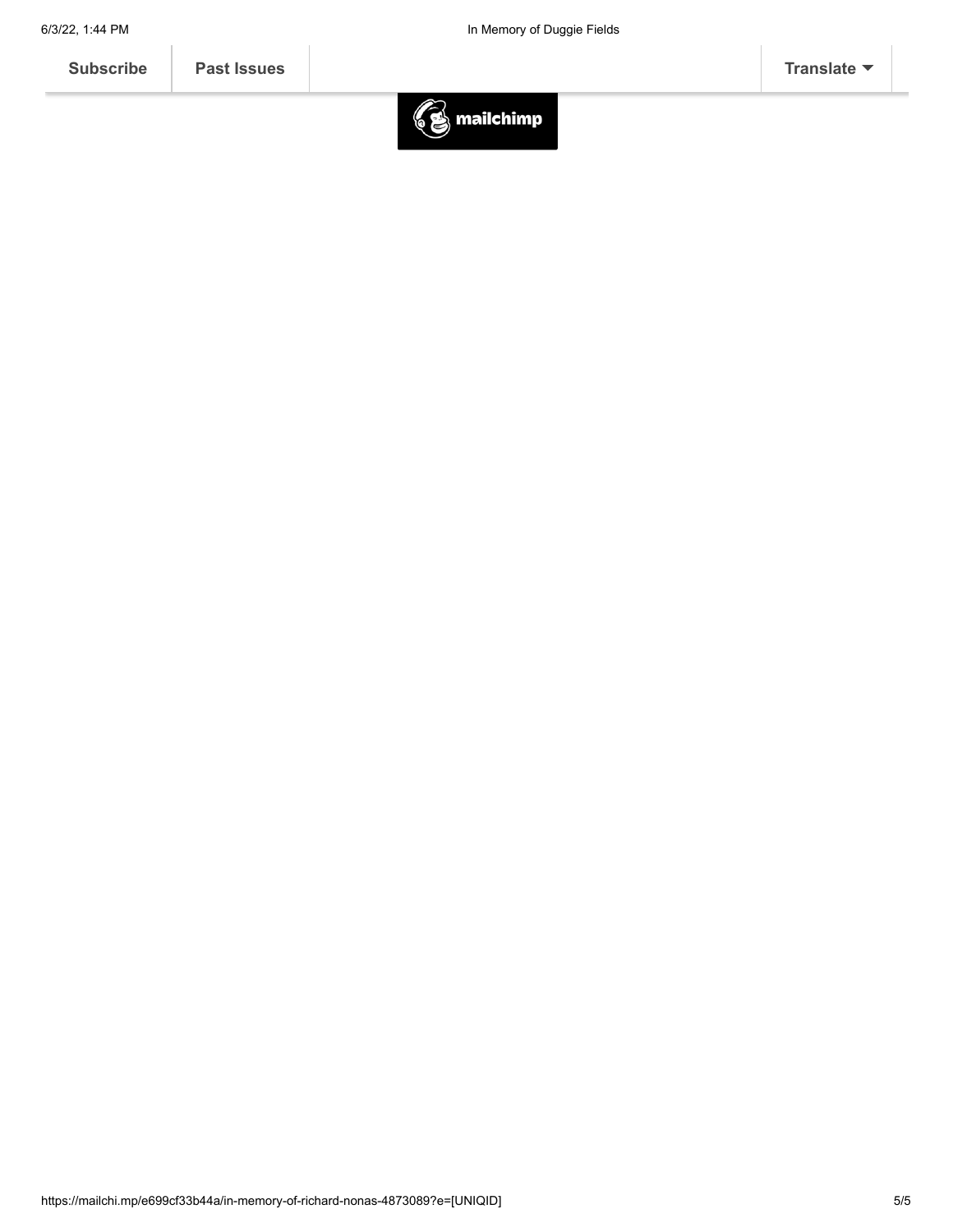Subscribe | Past Issues | Translate ▼

mailchimp